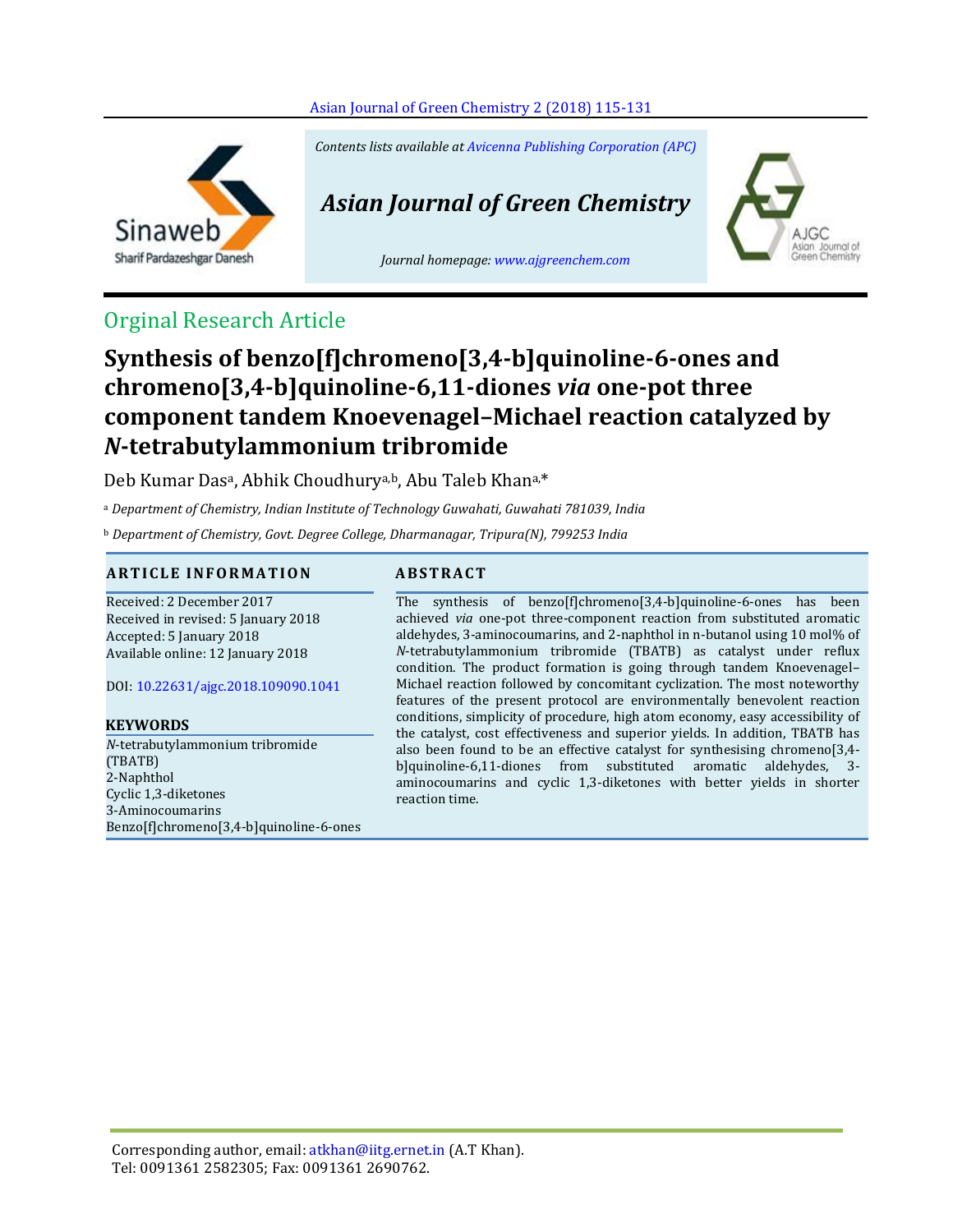Contents lists available at Avicenna Publishing Corporation (APC)

*Asian Journal of Green Chemistry*

Journal homepage: www.ajgreenchem.com

Orginal Research Article

# Synthesis of benzo[f]chromeno[3,4-b]quinoline-6-ones and chromeno[3,4-b]quinoline-6,11-diones *via* one-pot three component tandem Knoevenagel–Michael reaction catalyzed by *N*-tetrabutylammonium tribromide

Deb Kumar Das[a], Abhik Choudhury[a,b], Abu Taleb Khan[a,*]

[a] *Department of Chemistry, Indian Institute of Technology Guwahati, Guwahati 781039, India*

[b] *Department of Chemistry, Govt. Degree College, Dharmanagar, Tripura(N), 799253 India*

## ARTICLE INFORMATION

Received: 2 December 2017
Received in revised: 5 January 2018
Accepted: 5 January 2018
Available online: 12 January 2018

DOI: 10.22631/ajgc.2018.109090.1041

## KEYWORDS

*N*-tetrabutylammonium tribromide (TBATB)
2-Naphthol
Cyclic 1,3-diketones
3-Aminocoumarins
Benzo[f]chromeno[3,4-b]quinoline-6-ones

## ABSTRACT

The synthesis of benzo[f]chromeno[3,4-b]quinoline-6-ones has been achieved *via* one-pot three-component reaction from substituted aromatic aldehydes, 3-aminocoumarins, and 2-naphthol in n-butanol using 10 mol% of *N*-tetrabutylammonium tribromide (TBATB) as catalyst under reflux condition. The product formation is going through tandem Knoevenagel–Michael reaction followed by concomitant cyclization. The most noteworthy features of the present protocol are environmentally benevolent reaction conditions, simplicity of procedure, high atom economy, easy accessibility of the catalyst, cost effectiveness and superior yields. In addition, TBATB has also been found to be an effective catalyst for synthesising chromeno[3,4-b]quinoline-6,11-diones from substituted aromatic aldehydes, 3-aminocoumarins and cyclic 1,3-diketones with better yields in shorter reaction time.

Corresponding author, email: atkhan@iitg.ernet.in (A.T Khan).
Tel: 0091361 2582305; Fax: 0091361 2690762.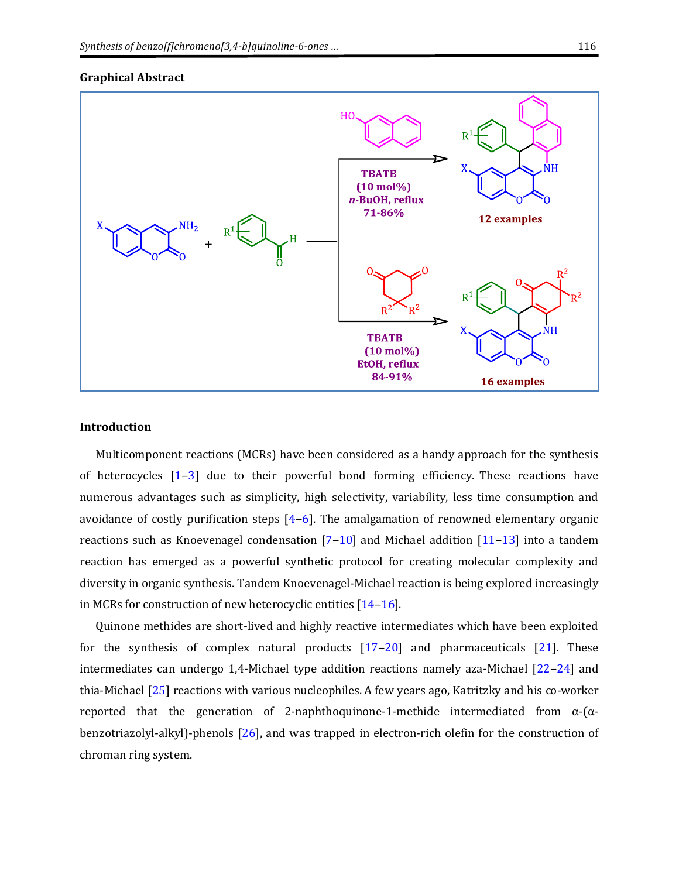**Graphical Abstract**

TBATB (10 mol%) n-BuOH, reflux 71-86%

12 examples

TBATB (10 mol%) EtOH, reflux 84-91%

16 examples

## Introduction

Multicomponent reactions (MCRs) have been considered as a handy approach for the synthesis of heterocycles [1–3] due to their powerful bond forming efficiency. These reactions have numerous advantages such as simplicity, high selectivity, variability, less time consumption and avoidance of costly purification steps [4–6]. The amalgamation of renowned elementary organic reactions such as Knoevenagel condensation [7–10] and Michael addition [11–13] into a tandem reaction has emerged as a powerful synthetic protocol for creating molecular complexity and diversity in organic synthesis. Tandem Knoevenagel-Michael reaction is being explored increasingly in MCRs for construction of new heterocyclic entities [14–16].

Quinone methides are short-lived and highly reactive intermediates which have been exploited for the synthesis of complex natural products [17–20] and pharmaceuticals [21]. These intermediates can undergo 1,4-Michael type addition reactions namely aza-Michael [22–24] and thia-Michael [25] reactions with various nucleophiles. A few years ago, Katritzky and his co-worker reported that the generation of 2-naphthoquinone-1-methide intermediated from α-(α-benzotriazolyl-alkyl)-phenols [26], and was trapped in electron-rich olefin for the construction of chroman ring system.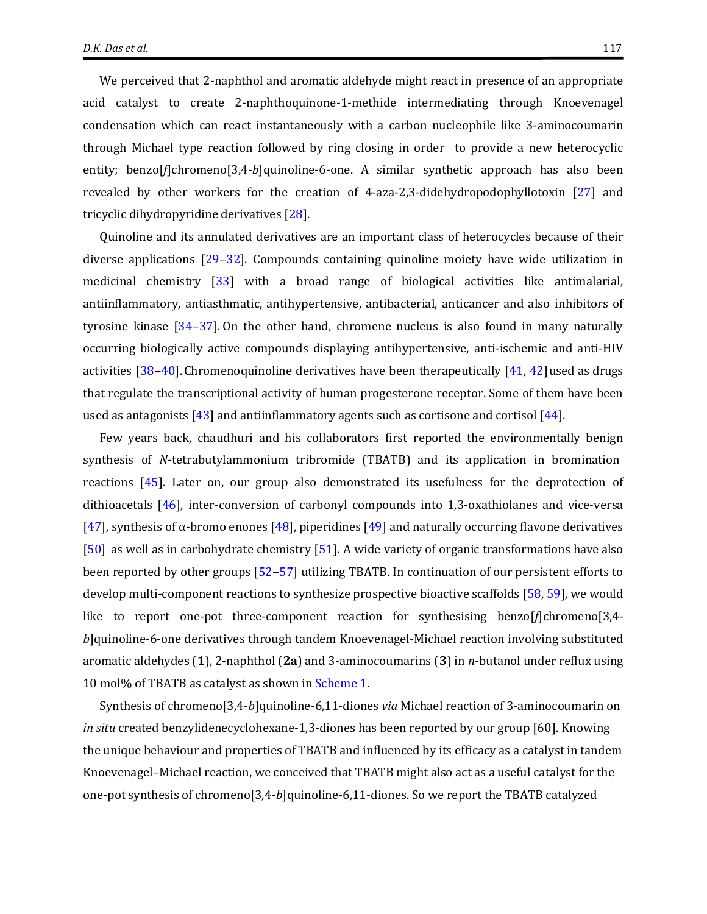We perceived that 2-naphthol and aromatic aldehyde might react in presence of an appropriate acid catalyst to create 2-naphthoquinone-1-methide intermediating through Knoevenagel condensation which can react instantaneously with a carbon nucleophile like 3-aminocoumarin through Michael type reaction followed by ring closing in order to provide a new heterocyclic entity; benzo[*f*]chromeno[3,4-*b*]quinoline-6-one. A similar synthetic approach has also been revealed by other workers for the creation of 4-aza-2,3-didehydropodophyllotoxin [27] and tricyclic dihydropyridine derivatives [28].

Quinoline and its annulated derivatives are an important class of heterocycles because of their diverse applications [29–32]. Compounds containing quinoline moiety have wide utilization in medicinal chemistry [33] with a broad range of biological activities like antimalarial, antiinflammatory, antiasthmatic, antihypertensive, antibacterial, anticancer and also inhibitors of tyrosine kinase [34–37]. On the other hand, chromene nucleus is also found in many naturally occurring biologically active compounds displaying antihypertensive, anti-ischemic and anti-HIV activities [38–40]. Chromenoquinoline derivatives have been therapeutically [41, 42] used as drugs that regulate the transcriptional activity of human progesterone receptor. Some of them have been used as antagonists [43] and antiinflammatory agents such as cortisone and cortisol [44].

Few years back, chaudhuri and his collaborators first reported the environmentally benign synthesis of *N*-tetrabutylammonium tribromide (TBATB) and its application in bromination reactions [45]. Later on, our group also demonstrated its usefulness for the deprotection of dithioacetals [46], inter-conversion of carbonyl compounds into 1,3-oxathiolanes and vice-versa [47], synthesis of α-bromo enones [48], piperidines [49] and naturally occurring flavone derivatives [50] as well as in carbohydrate chemistry [51]. A wide variety of organic transformations have also been reported by other groups [52–57] utilizing TBATB. In continuation of our persistent efforts to develop multi-component reactions to synthesize prospective bioactive scaffolds [58, 59], we would like to report one-pot three-component reaction for synthesising benzo[*f*]chromeno[3,4-*b*]quinoline-6-one derivatives through tandem Knoevenagel-Michael reaction involving substituted aromatic aldehydes (**1**), 2-naphthol (**2a**) and 3-aminocoumarins (**3**) in *n*-butanol under reflux using 10 mol% of TBATB as catalyst as shown in Scheme 1.

Synthesis of chromeno[3,4-*b*]quinoline-6,11-diones *via* Michael reaction of 3-aminocoumarin on *in situ* created benzylidenecyclohexane-1,3-diones has been reported by our group [60]. Knowing the unique behaviour and properties of TBATB and influenced by its efficacy as a catalyst in tandem Knoevenagel–Michael reaction, we conceived that TBATB might also act as a useful catalyst for the one-pot synthesis of chromeno[3,4-*b*]quinoline-6,11-diones. So we report the TBATB catalyzed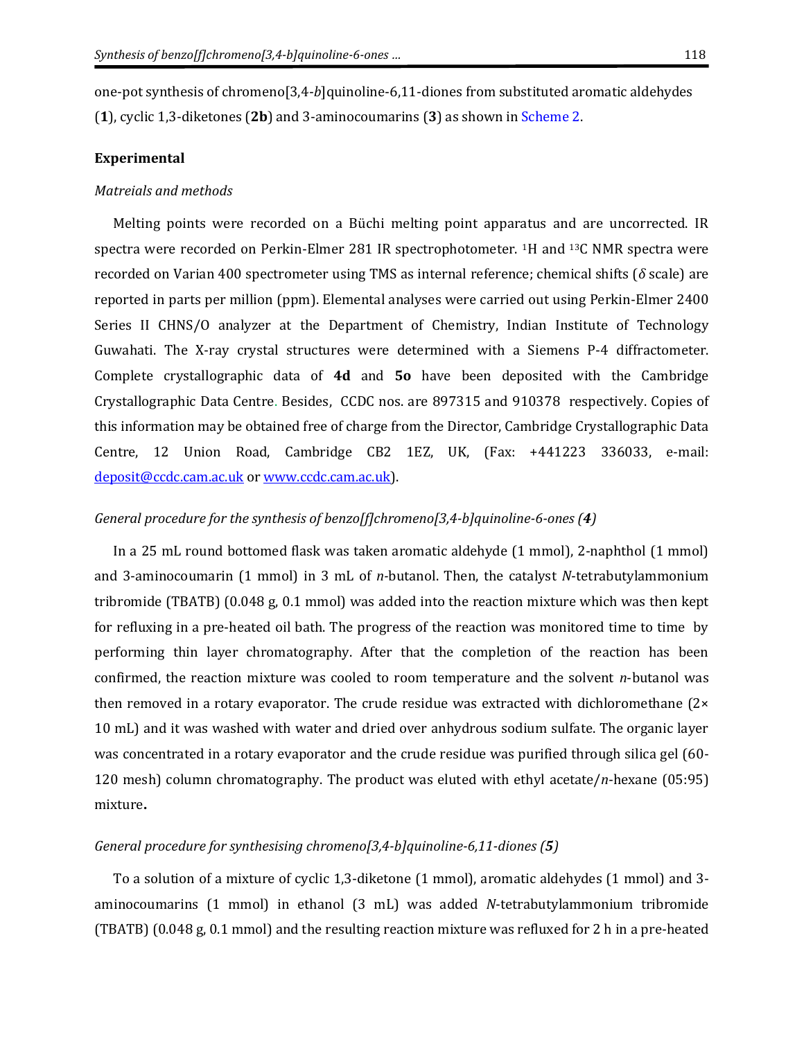one-pot synthesis of chromeno[3,4-*b*]quinoline-6,11-diones from substituted aromatic aldehydes (**1**), cyclic 1,3-diketones (**2b**) and 3-aminocoumarins (**3**) as shown in Scheme 2.

## Experimental

### *Matreials and methods*

Melting points were recorded on a Büchi melting point apparatus and are uncorrected. IR spectra were recorded on Perkin-Elmer 281 IR spectrophotometer. $^{1}$H and $^{13}$C NMR spectra were recorded on Varian 400 spectrometer using TMS as internal reference; chemical shifts ($\delta$ scale) are reported in parts per million (ppm). Elemental analyses were carried out using Perkin-Elmer 2400 Series II CHNS/O analyzer at the Department of Chemistry, Indian Institute of Technology Guwahati. The X-ray crystal structures were determined with a Siemens P-4 diffractometer. Complete crystallographic data of **4d** and **5o** have been deposited with the Cambridge Crystallographic Data Centre. Besides, CCDC nos. are 897315 and 910378 respectively. Copies of this information may be obtained free of charge from the Director, Cambridge Crystallographic Data Centre, 12 Union Road, Cambridge CB2 1EZ, UK, (Fax: +441223 336033, e-mail: deposit@ccdc.cam.ac.uk or www.ccdc.cam.ac.uk).

### *General procedure for the synthesis of benzo[f]chromeno[3,4-b]quinoline-6-ones (**4**)*

In a 25 mL round bottomed flask was taken aromatic aldehyde (1 mmol), 2-naphthol (1 mmol) and 3-aminocoumarin (1 mmol) in 3 mL of *n*-butanol. Then, the catalyst *N*-tetrabutylammonium tribromide (TBATB) (0.048 g, 0.1 mmol) was added into the reaction mixture which was then kept for refluxing in a pre-heated oil bath. The progress of the reaction was monitored time to time by performing thin layer chromatography. After that the completion of the reaction has been confirmed, the reaction mixture was cooled to room temperature and the solvent *n*-butanol was then removed in a rotary evaporator. The crude residue was extracted with dichloromethane (2× 10 mL) and it was washed with water and dried over anhydrous sodium sulfate. The organic layer was concentrated in a rotary evaporator and the crude residue was purified through silica gel (60-120 mesh) column chromatography. The product was eluted with ethyl acetate/*n*-hexane (05:95) mixture**.**

### *General procedure for synthesising chromeno[3,4-b]quinoline-6,11-diones (**5**)*

To a solution of a mixture of cyclic 1,3-diketone (1 mmol), aromatic aldehydes (1 mmol) and 3-aminocoumarins (1 mmol) in ethanol (3 mL) was added *N*-tetrabutylammonium tribromide (TBATB) (0.048 g, 0.1 mmol) and the resulting reaction mixture was refluxed for 2 h in a pre-heated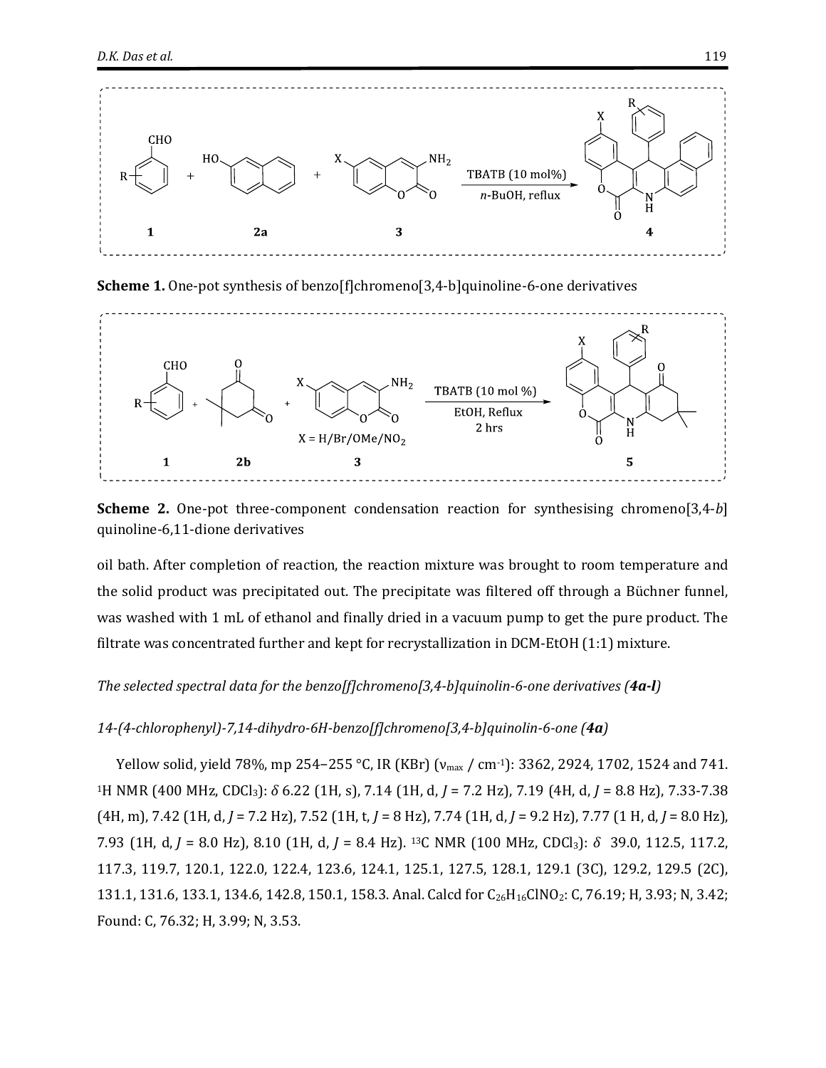**Scheme 1.** One-pot synthesis of benzo[f]chromeno[3,4-b]quinoline-6-one derivatives

**Scheme 2.** One-pot three-component condensation reaction for synthesising chromeno[3,4-*b*] quinoline-6,11-dione derivatives

oil bath. After completion of reaction, the reaction mixture was brought to room temperature and the solid product was precipitated out. The precipitate was filtered off through a Büchner funnel, was washed with 1 mL of ethanol and finally dried in a vacuum pump to get the pure product. The filtrate was concentrated further and kept for recrystallization in DCM-EtOH (1:1) mixture.

*The selected spectral data for the benzo[f]chromeno[3,4-b]quinolin-6-one derivatives (**4a-l**)*

*14-(4-chlorophenyl)-7,14-dihydro-6H-benzo[f]chromeno[3,4-b]quinolin-6-one (**4a**)*

Yellow solid, yield 78%, mp 254–255 °C, IR (KBr) ($\nu_{max}$ / cm$^{-1}$): 3362, 2924, 1702, 1524 and 741. $^{1}$H NMR (400 MHz, CDCl$_3$): $\delta$ 6.22 (1H, s), 7.14 (1H, d, *J* = 7.2 Hz), 7.19 (4H, d, *J* = 8.8 Hz), 7.33-7.38 (4H, m), 7.42 (1H, d, *J* = 7.2 Hz), 7.52 (1H, t, *J* = 8 Hz), 7.74 (1H, d, *J* = 9.2 Hz), 7.77 (1 H, d, *J* = 8.0 Hz), 7.93 (1H, d, *J* = 8.0 Hz), 8.10 (1H, d, *J* = 8.4 Hz). $^{13}$C NMR (100 MHz, CDCl$_3$): $\delta$ 39.0, 112.5, 117.2, 117.3, 119.7, 120.1, 122.0, 122.4, 123.6, 124.1, 125.1, 127.5, 128.1, 129.1 (3C), 129.2, 129.5 (2C), 131.1, 131.6, 133.1, 134.6, 142.8, 150.1, 158.3. Anal. Calcd for $C_{26}H_{16}ClNO_2$: C, 76.19; H, 3.93; N, 3.42; Found: C, 76.32; H, 3.99; N, 3.53.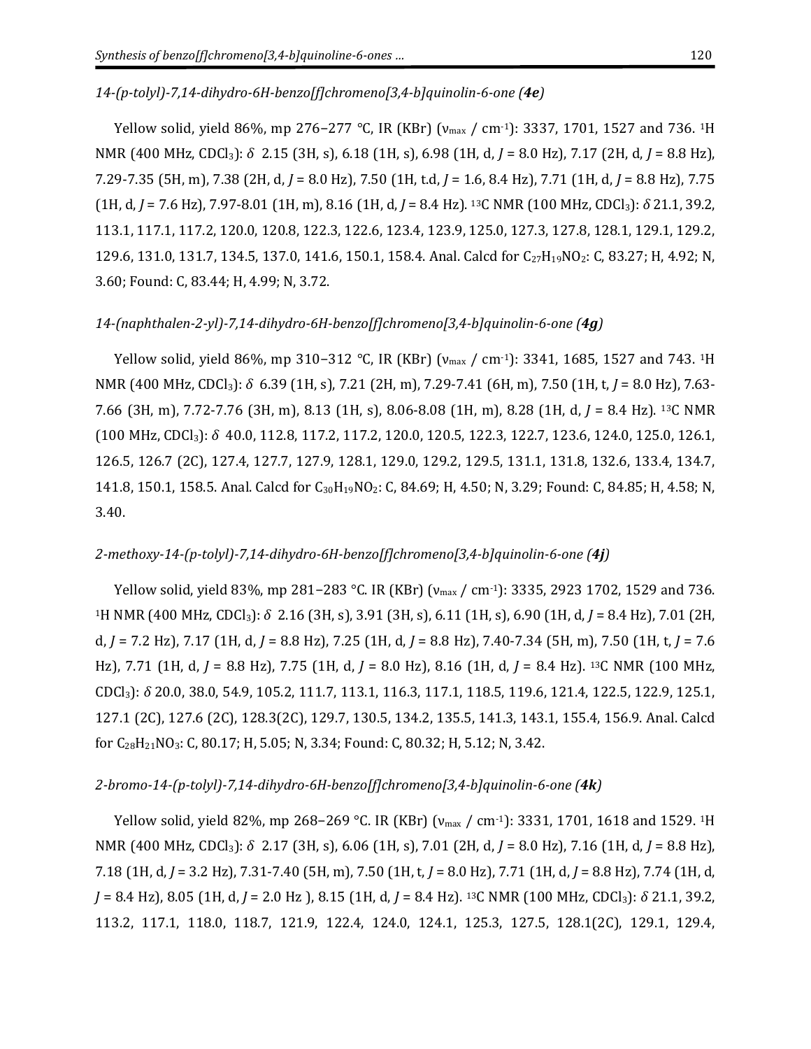*14-(p-tolyl)-7,14-dihydro-6H-benzo[f]chromeno[3,4-b]quinolin-6-one (**4e**)*

Yellow solid, yield 86%, mp 276−277 °C, IR (KBr) ($\nu_{max}$ / cm$^{-1}$): 3337, 1701, 1527 and 736. $^{1}$H NMR (400 MHz, $CDCl_3$): $\delta$ 2.15 (3H, s), 6.18 (1H, s), 6.98 (1H, d, *J* = 8.0 Hz), 7.17 (2H, d, *J* = 8.8 Hz), 7.29-7.35 (5H, m), 7.38 (2H, d, *J* = 8.0 Hz), 7.50 (1H, t.d, *J* = 1.6, 8.4 Hz), 7.71 (1H, d, *J* = 8.8 Hz), 7.75 (1H, d, *J* = 7.6 Hz), 7.97-8.01 (1H, m), 8.16 (1H, d, *J* = 8.4 Hz). $^{13}$C NMR (100 MHz, $CDCl_3$): $\delta$ 21.1, 39.2, 113.1, 117.1, 117.2, 120.0, 120.8, 122.3, 122.6, 123.4, 123.9, 125.0, 127.3, 127.8, 128.1, 129.1, 129.2, 129.6, 131.0, 131.7, 134.5, 137.0, 141.6, 150.1, 158.4. Anal. Calcd for $C_{27}H_{19}NO_2$: C, 83.27; H, 4.92; N, 3.60; Found: C, 83.44; H, 4.99; N, 3.72.

*14-(naphthalen-2-yl)-7,14-dihydro-6H-benzo[f]chromeno[3,4-b]quinolin-6-one (**4g**)*

Yellow solid, yield 86%, mp 310−312 °C, IR (KBr) ($\nu_{max}$ / cm$^{-1}$): 3341, 1685, 1527 and 743. $^{1}$H NMR (400 MHz, $CDCl_3$): $\delta$ 6.39 (1H, s), 7.21 (2H, m), 7.29-7.41 (6H, m), 7.50 (1H, t, *J* = 8.0 Hz), 7.63-7.66 (3H, m), 7.72-7.76 (3H, m), 8.13 (1H, s), 8.06-8.08 (1H, m), 8.28 (1H, d, *J* = 8.4 Hz). $^{13}$C NMR (100 MHz, $CDCl_3$): $\delta$ 40.0, 112.8, 117.2, 117.2, 120.0, 120.5, 122.3, 122.7, 123.6, 124.0, 125.0, 126.1, 126.5, 126.7 (2C), 127.4, 127.7, 127.9, 128.1, 129.0, 129.2, 129.5, 131.1, 131.8, 132.6, 133.4, 134.7, 141.8, 150.1, 158.5. Anal. Calcd for $C_{30}H_{19}NO_2$: C, 84.69; H, 4.50; N, 3.29; Found: C, 84.85; H, 4.58; N, 3.40.

*2-methoxy-14-(p-tolyl)-7,14-dihydro-6H-benzo[f]chromeno[3,4-b]quinolin-6-one (**4j**)*

Yellow solid, yield 83%, mp 281−283 °C. IR (KBr) ($\nu_{max}$ / cm$^{-1}$): 3335, 2923 1702, 1529 and 736. $^{1}$H NMR (400 MHz, $CDCl_3$): $\delta$ 2.16 (3H, s), 3.91 (3H, s), 6.11 (1H, s), 6.90 (1H, d, *J* = 8.4 Hz), 7.01 (2H, d, *J* = 7.2 Hz), 7.17 (1H, d, *J* = 8.8 Hz), 7.25 (1H, d, *J* = 8.8 Hz), 7.40-7.34 (5H, m), 7.50 (1H, t, *J* = 7.6 Hz), 7.71 (1H, d, *J* = 8.8 Hz), 7.75 (1H, d, *J* = 8.0 Hz), 8.16 (1H, d, *J* = 8.4 Hz). $^{13}$C NMR (100 MHz, $CDCl_3$): $\delta$ 20.0, 38.0, 54.9, 105.2, 111.7, 113.1, 116.3, 117.1, 118.5, 119.6, 121.4, 122.5, 122.9, 125.1, 127.1 (2C), 127.6 (2C), 128.3(2C), 129.7, 130.5, 134.2, 135.5, 141.3, 143.1, 155.4, 156.9. Anal. Calcd for $C_{28}H_{21}NO_3$: C, 80.17; H, 5.05; N, 3.34; Found: C, 80.32; H, 5.12; N, 3.42.

*2-bromo-14-(p-tolyl)-7,14-dihydro-6H-benzo[f]chromeno[3,4-b]quinolin-6-one (**4k**)*

Yellow solid, yield 82%, mp 268−269 °C. IR (KBr) ($\nu_{max}$ / cm$^{-1}$): 3331, 1701, 1618 and 1529. $^{1}$H NMR (400 MHz, $CDCl_3$): $\delta$ 2.17 (3H, s), 6.06 (1H, s), 7.01 (2H, d, *J* = 8.0 Hz), 7.16 (1H, d, *J* = 8.8 Hz), 7.18 (1H, d, *J* = 3.2 Hz), 7.31-7.40 (5H, m), 7.50 (1H, t, *J* = 8.0 Hz), 7.71 (1H, d, *J* = 8.8 Hz), 7.74 (1H, d, *J* = 8.4 Hz), 8.05 (1H, d, *J* = 2.0 Hz ), 8.15 (1H, d, *J* = 8.4 Hz). $^{13}$C NMR (100 MHz, $CDCl_3$): $\delta$ 21.1, 39.2, 113.2, 117.1, 118.0, 118.7, 121.9, 122.4, 124.0, 124.1, 125.3, 127.5, 128.1(2C), 129.1, 129.4,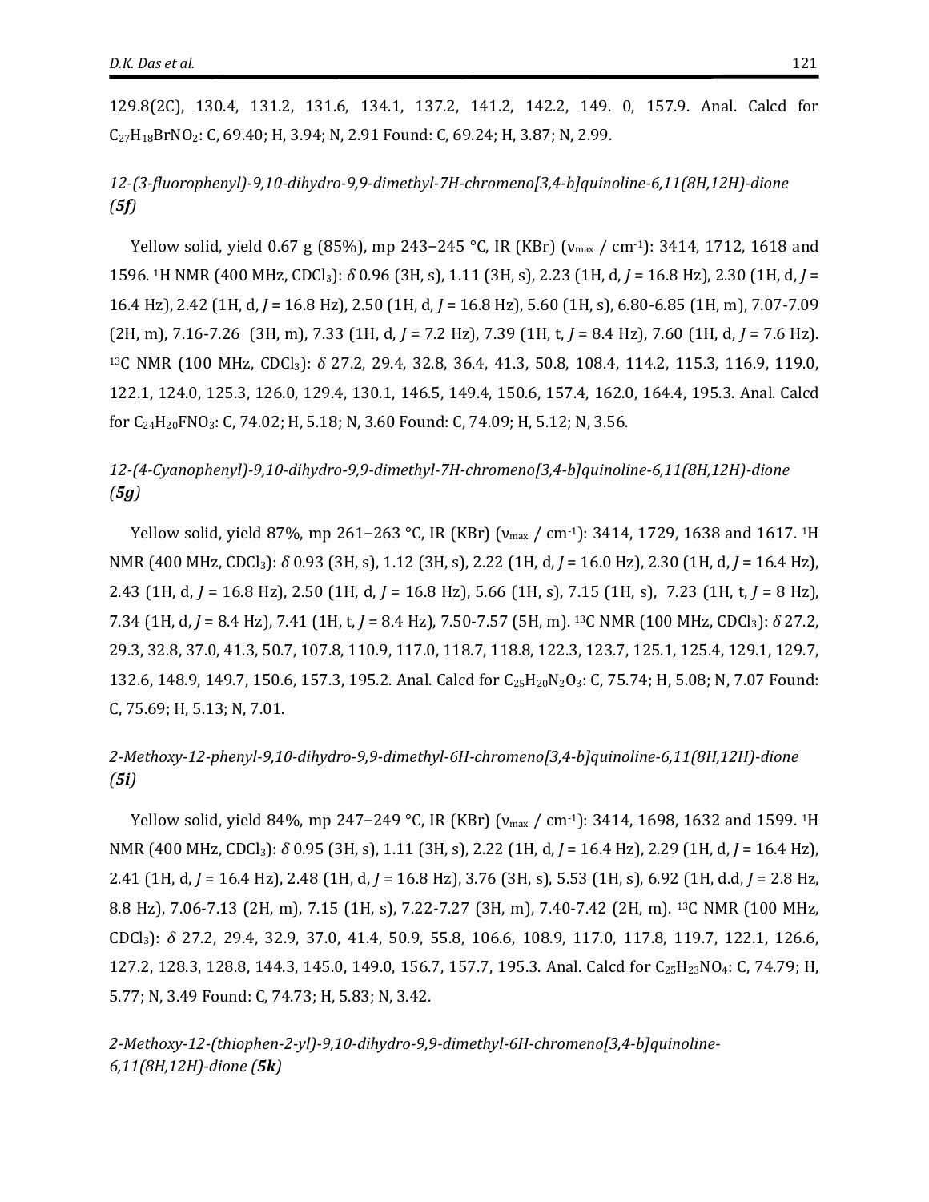129.8(2C), 130.4, 131.2, 131.6, 134.1, 137.2, 141.2, 142.2, 149. 0, 157.9. Anal. Calcd for $C_{27}H_{18}BrNO_2$: C, 69.40; H, 3.94; N, 2.91 Found: C, 69.24; H, 3.87; N, 2.99.

*12-(3-fluorophenyl)-9,10-dihydro-9,9-dimethyl-7H-chromeno[3,4-b]quinoline-6,11(8H,12H)-dione **(5f)***

Yellow solid, yield 0.67 g (85%), mp 243−245 °C, IR (KBr) ($\nu_{max}$ / cm$^{-1}$): 3414, 1712, 1618 and 1596. $^1$H NMR (400 MHz, $CDCl_3$): $\delta$ 0.96 (3H, s), 1.11 (3H, s), 2.23 (1H, d, $J$ = 16.8 Hz), 2.30 (1H, d, $J$ = 16.4 Hz), 2.42 (1H, d, $J$ = 16.8 Hz), 2.50 (1H, d, $J$ = 16.8 Hz), 5.60 (1H, s), 6.80-6.85 (1H, m), 7.07-7.09 (2H, m), 7.16-7.26 (3H, m), 7.33 (1H, d, $J$ = 7.2 Hz), 7.39 (1H, t, $J$ = 8.4 Hz), 7.60 (1H, d, $J$ = 7.6 Hz). $^{13}$C NMR (100 MHz, $CDCl_3$): $\delta$ 27.2, 29.4, 32.8, 36.4, 41.3, 50.8, 108.4, 114.2, 115.3, 116.9, 119.0, 122.1, 124.0, 125.3, 126.0, 129.4, 130.1, 146.5, 149.4, 150.6, 157.4, 162.0, 164.4, 195.3. Anal. Calcd for $C_{24}H_{20}FNO_3$: C, 74.02; H, 5.18; N, 3.60 Found: C, 74.09; H, 5.12; N, 3.56.

*12-(4-Cyanophenyl)-9,10-dihydro-9,9-dimethyl-7H-chromeno[3,4-b]quinoline-6,11(8H,12H)-dione **(5g)***

Yellow solid, yield 87%, mp 261−263 °C, IR (KBr) ($\nu_{max}$ / cm$^{-1}$): 3414, 1729, 1638 and 1617. $^1$H NMR (400 MHz, $CDCl_3$): $\delta$ 0.93 (3H, s), 1.12 (3H, s), 2.22 (1H, d, $J$ = 16.0 Hz), 2.30 (1H, d, $J$ = 16.4 Hz), 2.43 (1H, d, $J$ = 16.8 Hz), 2.50 (1H, d, $J$ = 16.8 Hz), 5.66 (1H, s), 7.15 (1H, s), 7.23 (1H, t, $J$ = 8 Hz), 7.34 (1H, d, $J$ = 8.4 Hz), 7.41 (1H, t, $J$ = 8.4 Hz), 7.50-7.57 (5H, m). $^{13}$C NMR (100 MHz, $CDCl_3$): $\delta$ 27.2, 29.3, 32.8, 37.0, 41.3, 50.7, 107.8, 110.9, 117.0, 118.7, 118.8, 122.3, 123.7, 125.1, 125.4, 129.1, 129.7, 132.6, 148.9, 149.7, 150.6, 157.3, 195.2. Anal. Calcd for $C_{25}H_{20}N_2O_3$: C, 75.74; H, 5.08; N, 7.07 Found: C, 75.69; H, 5.13; N, 7.01.

*2-Methoxy-12-phenyl-9,10-dihydro-9,9-dimethyl-6H-chromeno[3,4-b]quinoline-6,11(8H,12H)-dione **(5i)***

Yellow solid, yield 84%, mp 247−249 °C, IR (KBr) ($\nu_{max}$ / cm$^{-1}$): 3414, 1698, 1632 and 1599. $^1$H NMR (400 MHz, $CDCl_3$): $\delta$ 0.95 (3H, s), 1.11 (3H, s), 2.22 (1H, d, $J$ = 16.4 Hz), 2.29 (1H, d, $J$ = 16.4 Hz), 2.41 (1H, d, $J$ = 16.4 Hz), 2.48 (1H, d, $J$ = 16.8 Hz), 3.76 (3H, s), 5.53 (1H, s), 6.92 (1H, d.d, $J$ = 2.8 Hz, 8.8 Hz), 7.06-7.13 (2H, m), 7.15 (1H, s), 7.22-7.27 (3H, m), 7.40-7.42 (2H, m). $^{13}$C NMR (100 MHz, $CDCl_3$): $\delta$ 27.2, 29.4, 32.9, 37.0, 41.4, 50.9, 55.8, 106.6, 108.9, 117.0, 117.8, 119.7, 122.1, 126.6, 127.2, 128.3, 128.8, 144.3, 145.0, 149.0, 156.7, 157.7, 195.3. Anal. Calcd for $C_{25}H_{23}NO_4$: C, 74.79; H, 5.77; N, 3.49 Found: C, 74.73; H, 5.83; N, 3.42.

*2-Methoxy-12-(thiophen-2-yl)-9,10-dihydro-9,9-dimethyl-6H-chromeno[3,4-b]quinoline-6,11(8H,12H)-dione **(5k)***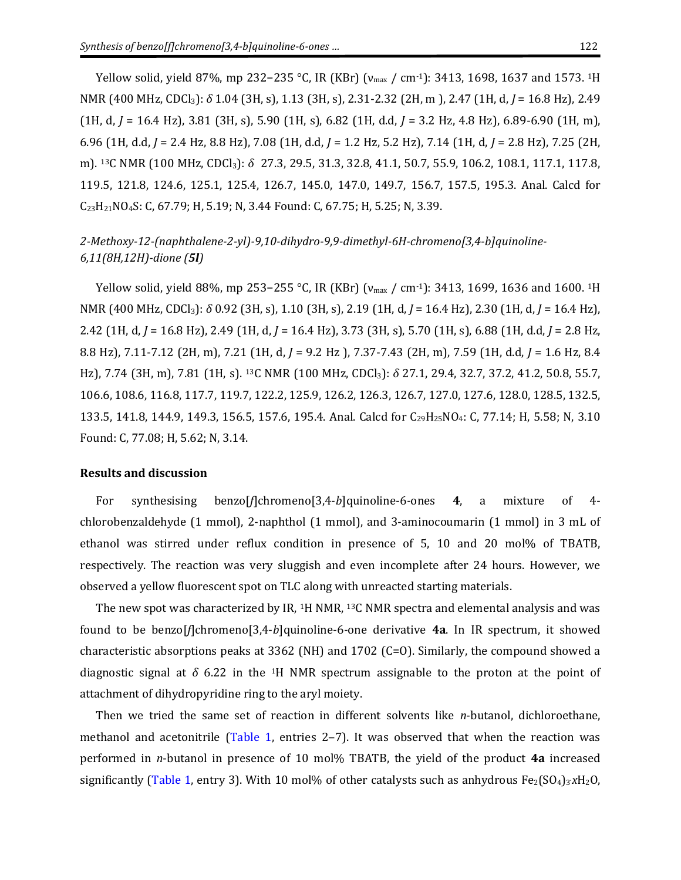Yellow solid, yield 87%, mp 232–235 °C, IR (KBr) ($\nu_{max}$ / cm$^{-1}$): 3413, 1698, 1637 and 1573. $^1$H NMR (400 MHz, $CDCl_3$): $\delta$ 1.04 (3H, s), 1.13 (3H, s), 2.31-2.32 (2H, m ), 2.47 (1H, d, $J$ = 16.8 Hz), 2.49 (1H, d, $J$ = 16.4 Hz), 3.81 (3H, s), 5.90 (1H, s), 6.82 (1H, d.d, $J$ = 3.2 Hz, 4.8 Hz), 6.89-6.90 (1H, m), 6.96 (1H, d.d, $J$ = 2.4 Hz, 8.8 Hz), 7.08 (1H, d.d, $J$ = 1.2 Hz, 5.2 Hz), 7.14 (1H, d, $J$ = 2.8 Hz), 7.25 (2H, m). $^{13}$C NMR (100 MHz, $CDCl_3$): $\delta$ 27.3, 29.5, 31.3, 32.8, 41.1, 50.7, 55.9, 106.2, 108.1, 117.1, 117.8, 119.5, 121.8, 124.6, 125.1, 125.4, 126.7, 145.0, 147.0, 149.7, 156.7, 157.5, 195.3. Anal. Calcd for $C_{23}H_{21}NO_4S$: C, 67.79; H, 5.19; N, 3.44 Found: C, 67.75; H, 5.25; N, 3.39.

*2-Methoxy-12-(naphthalene-2-yl)-9,10-dihydro-9,9-dimethyl-6H-chromeno[3,4-b]quinoline-6,11(8H,12H)-dione (**5l**)*

Yellow solid, yield 88%, mp 253–255 °C, IR (KBr) ($\nu_{max}$ / cm$^{-1}$): 3413, 1699, 1636 and 1600. $^1$H NMR (400 MHz, $CDCl_3$): $\delta$ 0.92 (3H, s), 1.10 (3H, s), 2.19 (1H, d, $J$ = 16.4 Hz), 2.30 (1H, d, $J$ = 16.4 Hz), 2.42 (1H, d, $J$ = 16.8 Hz), 2.49 (1H, d, $J$ = 16.4 Hz), 3.73 (3H, s), 5.70 (1H, s), 6.88 (1H, d.d, $J$ = 2.8 Hz, 8.8 Hz), 7.11-7.12 (2H, m), 7.21 (1H, d, $J$ = 9.2 Hz ), 7.37-7.43 (2H, m), 7.59 (1H, d.d, $J$ = 1.6 Hz, 8.4 Hz), 7.74 (3H, m), 7.81 (1H, s). $^{13}$C NMR (100 MHz, $CDCl_3$): $\delta$ 27.1, 29.4, 32.7, 37.2, 41.2, 50.8, 55.7, 106.6, 108.6, 116.8, 117.7, 119.7, 122.2, 125.9, 126.2, 126.3, 126.7, 127.0, 127.6, 128.0, 128.5, 132.5, 133.5, 141.8, 144.9, 149.3, 156.5, 157.6, 195.4. Anal. Calcd for $C_{29}H_{25}NO_4$: C, 77.14; H, 5.58; N, 3.10 Found: C, 77.08; H, 5.62; N, 3.14.

## Results and discussion

For synthesising benzo[*f*]chromeno[3,4-*b*]quinoline-6-ones **4**, a mixture of 4-chlorobenzaldehyde (1 mmol), 2-naphthol (1 mmol), and 3-aminocoumarin (1 mmol) in 3 mL of ethanol was stirred under reflux condition in presence of 5, 10 and 20 mol% of TBATB, respectively. The reaction was very sluggish and even incomplete after 24 hours. However, we observed a yellow fluorescent spot on TLC along with unreacted starting materials.

The new spot was characterized by IR, $^1$H NMR, $^{13}$C NMR spectra and elemental analysis and was found to be benzo[*f*]chromeno[3,4-*b*]quinoline-6-one derivative **4a**. In IR spectrum, it showed characteristic absorptions peaks at 3362 (NH) and 1702 (C=O). Similarly, the compound showed a diagnostic signal at $\delta$ 6.22 in the $^1$H NMR spectrum assignable to the proton at the point of attachment of dihydropyridine ring to the aryl moiety.

Then we tried the same set of reaction in different solvents like *n*-butanol, dichloroethane, methanol and acetonitrile (Table 1, entries 2–7). It was observed that when the reaction was performed in *n*-butanol in presence of 10 mol% TBATB, the yield of the product **4a** increased significantly (Table 1, entry 3). With 10 mol% of other catalysts such as anhydrous $Fe_2(SO_4)_3{\cdot}xH_2O$,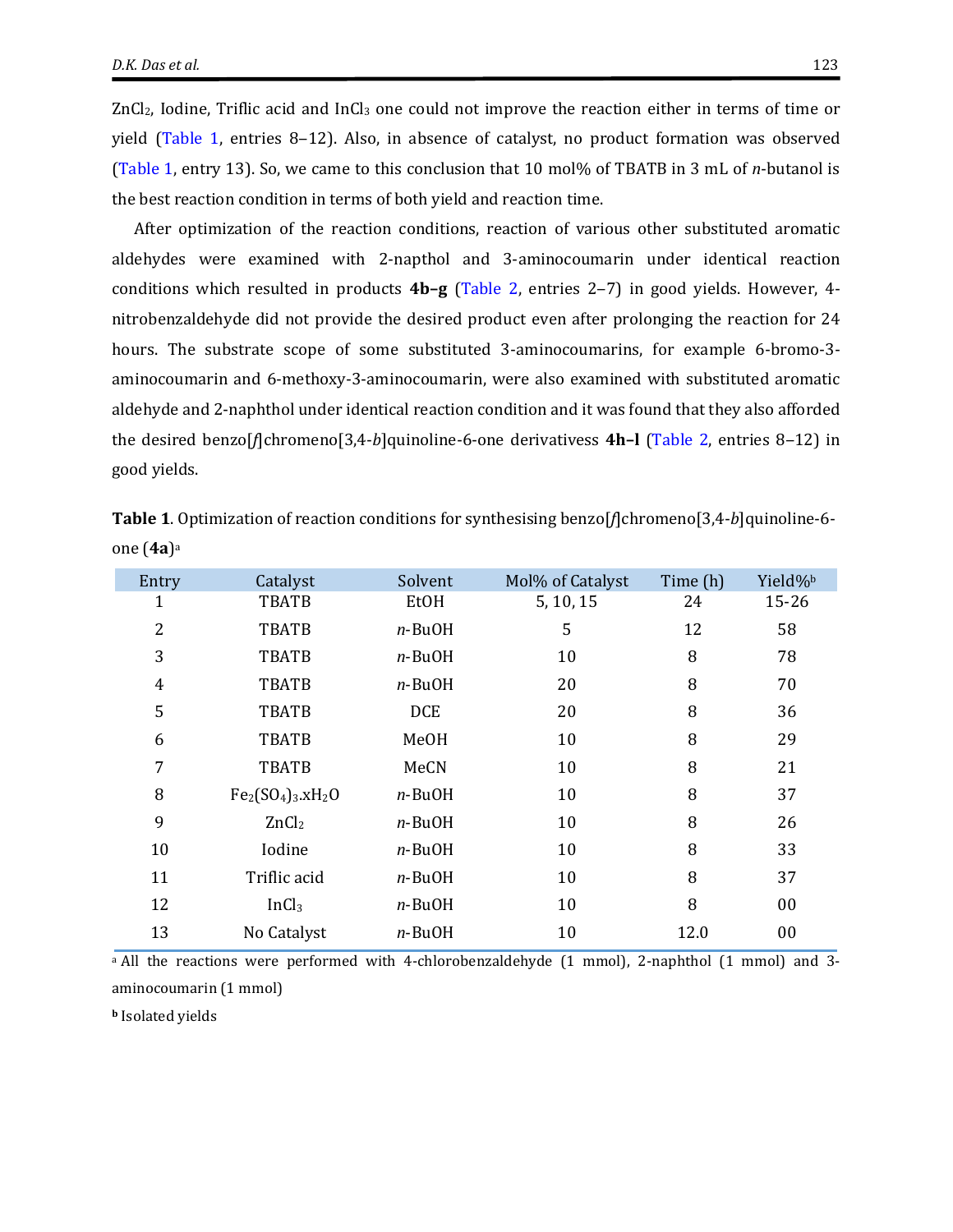$ZnCl_2$, Iodine, Triflic acid and $InCl_3$ one could not improve the reaction either in terms of time or yield (Table 1, entries 8–12). Also, in absence of catalyst, no product formation was observed (Table 1, entry 13). So, we came to this conclusion that 10 mol% of TBATB in 3 mL of *n*-butanol is the best reaction condition in terms of both yield and reaction time.

After optimization of the reaction conditions, reaction of various other substituted aromatic aldehydes were examined with 2-napthol and 3-aminocoumarin under identical reaction conditions which resulted in products **4b–g** (Table 2, entries 2–7) in good yields. However, 4-nitrobenzaldehyde did not provide the desired product even after prolonging the reaction for 24 hours. The substrate scope of some substituted 3-aminocoumarins, for example 6-bromo-3-aminocoumarin and 6-methoxy-3-aminocoumarin, were also examined with substituted aromatic aldehyde and 2-naphthol under identical reaction condition and it was found that they also afforded the desired benzo[*f*]chromeno[3,4-*b*]quinoline-6-one derivativess **4h–l** (Table 2, entries 8–12) in good yields.

**Table 1**. Optimization of reaction conditions for synthesising benzo[*f*]chromeno[3,4-*b*]quinoline-6-one (**4a**)[a]

| Entry | Catalyst | Solvent | Mol% of Catalyst | Time (h) | Yield%[b] |
|---|---|---|---|---|---|
| 1 | TBATB | EtOH | 5, 10, 15 | 24 | 15-26 |
| 2 | TBATB | *n*-BuOH | 5 | 12 | 58 |
| 3 | TBATB | *n*-BuOH | 10 | 8 | 78 |
| 4 | TBATB | *n*-BuOH | 20 | 8 | 70 |
| 5 | TBATB | DCE | 20 | 8 | 36 |
| 6 | TBATB | MeOH | 10 | 8 | 29 |
| 7 | TBATB | MeCN | 10 | 8 | 21 |
| 8 | $Fe_2(SO_4)_3.xH_2O$ | *n*-BuOH | 10 | 8 | 37 |
| 9 | $ZnCl_2$ | *n*-BuOH | 10 | 8 | 26 |
| 10 | Iodine | *n*-BuOH | 10 | 8 | 33 |
| 11 | Triflic acid | *n*-BuOH | 10 | 8 | 37 |
| 12 | $InCl_3$ | *n*-BuOH | 10 | 8 | 00 |
| 13 | No Catalyst | *n*-BuOH | 10 | 12.0 | 00 |

[a] All the reactions were performed with 4-chlorobenzaldehyde (1 mmol), 2-naphthol (1 mmol) and 3-aminocoumarin (1 mmol)

[b] Isolated yields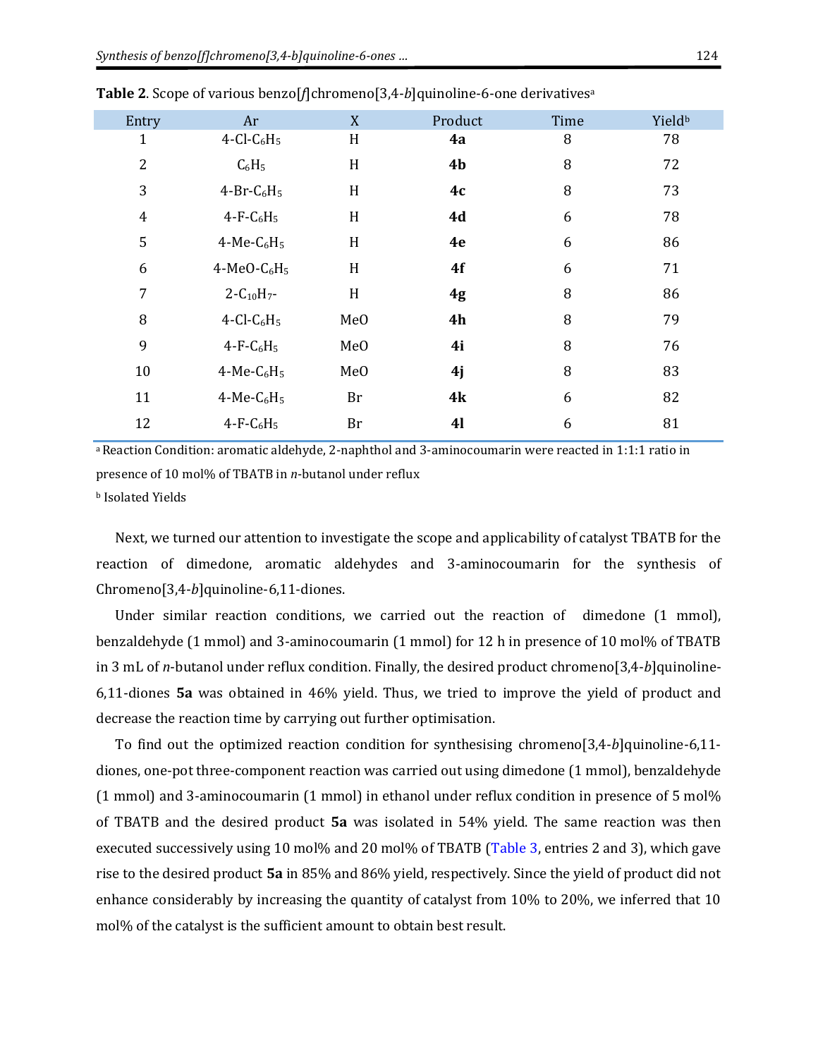**Table 2**. Scope of various benzo[*f*]chromeno[3,4-*b*]quinoline-6-one derivatives[a]

| Entry | Ar | X | Product | Time | Yield[b] |
|---|---|---|---|---|---|
| 1 | 4-Cl-$C_6H_5$ | H | **4a** | 8 | 78 |
| 2 | $C_6H_5$ | H | **4b** | 8 | 72 |
| 3 | 4-Br-$C_6H_5$ | H | **4c** | 8 | 73 |
| 4 | 4-F-$C_6H_5$ | H | **4d** | 6 | 78 |
| 5 | 4-Me-$C_6H_5$ | H | **4e** | 6 | 86 |
| 6 | 4-MeO-$C_6H_5$ | H | **4f** | 6 | 71 |
| 7 | 2-$C_{10}H_7$- | H | **4g** | 8 | 86 |
| 8 | 4-Cl-$C_6H_5$ | MeO | **4h** | 8 | 79 |
| 9 | 4-F-$C_6H_5$ | MeO | **4i** | 8 | 76 |
| 10 | 4-Me-$C_6H_5$ | MeO | **4j** | 8 | 83 |
| 11 | 4-Me-$C_6H_5$ | Br | **4k** | 6 | 82 |
| 12 | 4-F-$C_6H_5$ | Br | **4l** | 6 | 81 |

[a] Reaction Condition: aromatic aldehyde, 2-naphthol and 3-aminocoumarin were reacted in 1:1:1 ratio in presence of 10 mol% of TBATB in *n*-butanol under reflux

[b] Isolated Yields

Next, we turned our attention to investigate the scope and applicability of catalyst TBATB for the reaction of dimedone, aromatic aldehydes and 3-aminocoumarin for the synthesis of Chromeno[3,4-*b*]quinoline-6,11-diones.

Under similar reaction conditions, we carried out the reaction of dimedone (1 mmol), benzaldehyde (1 mmol) and 3-aminocoumarin (1 mmol) for 12 h in presence of 10 mol% of TBATB in 3 mL of *n*-butanol under reflux condition. Finally, the desired product chromeno[3,4-*b*]quinoline-6,11-diones **5a** was obtained in 46% yield. Thus, we tried to improve the yield of product and decrease the reaction time by carrying out further optimisation.

To find out the optimized reaction condition for synthesising chromeno[3,4-*b*]quinoline-6,11-diones, one-pot three-component reaction was carried out using dimedone (1 mmol), benzaldehyde (1 mmol) and 3-aminocoumarin (1 mmol) in ethanol under reflux condition in presence of 5 mol% of TBATB and the desired product **5a** was isolated in 54% yield. The same reaction was then executed successively using 10 mol% and 20 mol% of TBATB (Table 3, entries 2 and 3), which gave rise to the desired product **5a** in 85% and 86% yield, respectively. Since the yield of product did not enhance considerably by increasing the quantity of catalyst from 10% to 20%, we inferred that 10 mol% of the catalyst is the sufficient amount to obtain best result.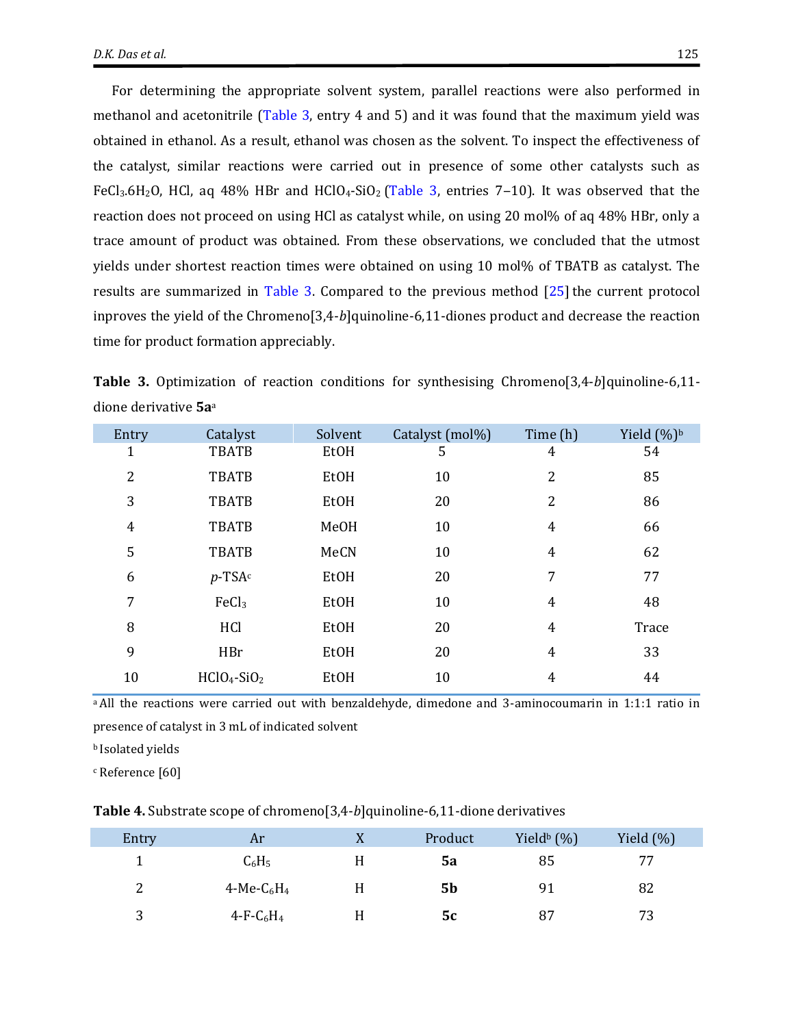For determining the appropriate solvent system, parallel reactions were also performed in methanol and acetonitrile (Table 3, entry 4 and 5) and it was found that the maximum yield was obtained in ethanol. As a result, ethanol was chosen as the solvent. To inspect the effectiveness of the catalyst, similar reactions were carried out in presence of some other catalysts such as $FeCl_3.6H_2O$, HCl, aq 48% HBr and $HClO_4$-$SiO_2$ (Table 3, entries 7–10). It was observed that the reaction does not proceed on using HCl as catalyst while, on using 20 mol% of aq 48% HBr, only a trace amount of product was obtained. From these observations, we concluded that the utmost yields under shortest reaction times were obtained on using 10 mol% of TBATB as catalyst. The results are summarized in Table 3. Compared to the previous method [25] the current protocol inproves the yield of the Chromeno[3,4-*b*]quinoline-6,11-diones product and decrease the reaction time for product formation appreciably.

**Table 3.** Optimization of reaction conditions for synthesising Chromeno[3,4-*b*]quinoline-6,11-dione derivative **5a**[a]

| Entry | Catalyst | Solvent | Catalyst (mol%) | Time (h) | Yield (%)[b] |
|---|---|---|---|---|---|
| 1 | TBATB | EtOH | 5 | 4 | 54 |
| 2 | TBATB | EtOH | 10 | 2 | 85 |
| 3 | TBATB | EtOH | 20 | 2 | 86 |
| 4 | TBATB | MeOH | 10 | 4 | 66 |
| 5 | TBATB | MeCN | 10 | 4 | 62 |
| 6 | *p*-TSA[c] | EtOH | 20 | 7 | 77 |
| 7 | $FeCl_3$ | EtOH | 10 | 4 | 48 |
| 8 | HCl | EtOH | 20 | 4 | Trace |
| 9 | HBr | EtOH | 20 | 4 | 33 |
| 10 | $HClO_4$-$SiO_2$ | EtOH | 10 | 4 | 44 |

[a] All the reactions were carried out with benzaldehyde, dimedone and 3-aminocoumarin in 1:1:1 ratio in presence of catalyst in 3 mL of indicated solvent

[b] Isolated yields

[c] Reference [60]

**Table 4.** Substrate scope of chromeno[3,4-*b*]quinoline-6,11-dione derivatives

| Entry | Ar | X | Product | Yield[b] (%) | Yield (%) |
|---|---|---|---|---|---|
| 1 | $C_6H_5$ | H | **5a** | 85 | 77 |
| 2 | 4-Me-$C_6H_4$ | H | **5b** | 91 | 82 |
| 3 | 4-F-$C_6H_4$ | H | **5c** | 87 | 73 |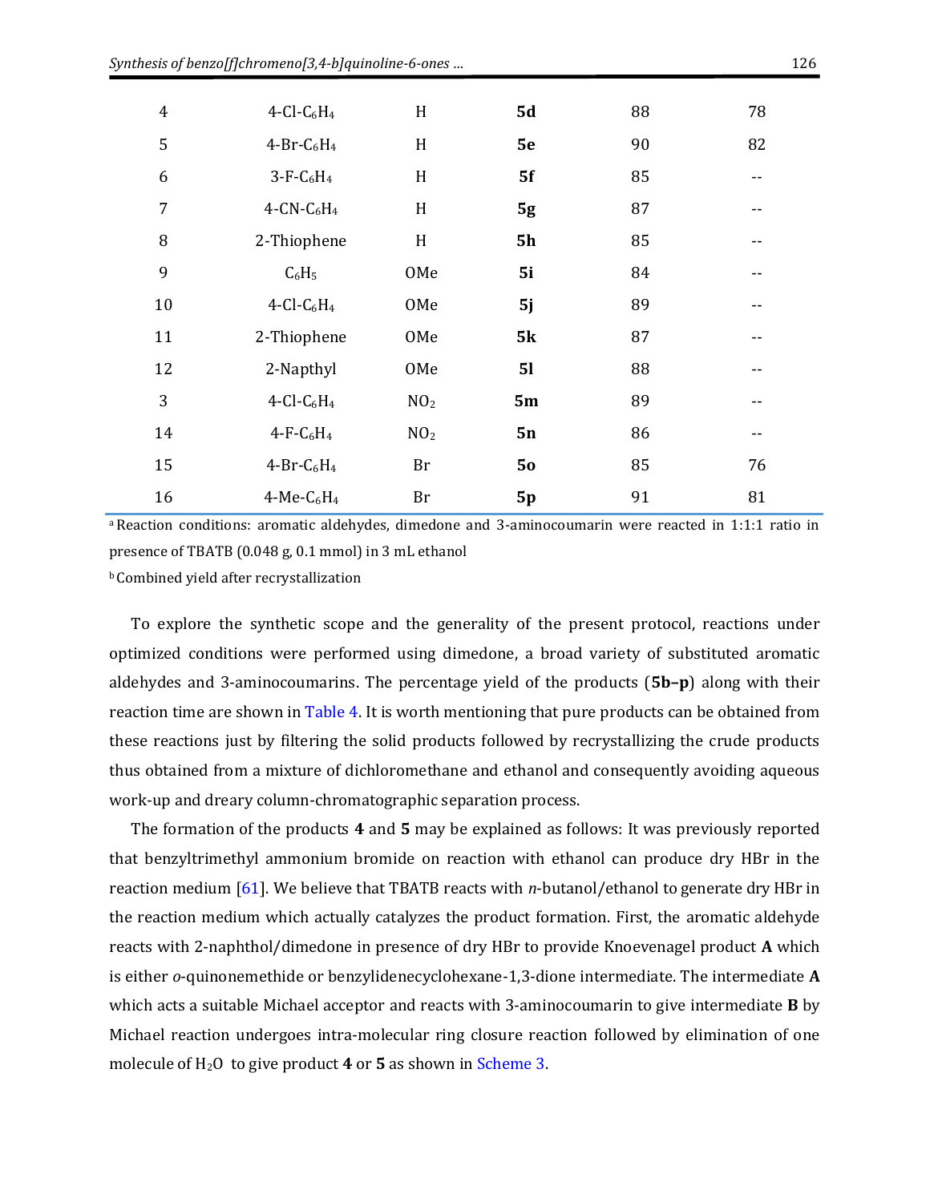| 4 | 4-Cl-$C_6H_4$ | H | **5d** | 88 | 78 |
|---|---|---|---|---|---|
| 5 | 4-Br-$C_6H_4$ | H | **5e** | 90 | 82 |
| 6 | 3-F-$C_6H_4$ | H | **5f** | 85 | -- |
| 7 | 4-CN-$C_6H_4$ | H | **5g** | 87 | -- |
| 8 | 2-Thiophene | H | **5h** | 85 | -- |
| 9 | $C_6H_5$ | OMe | **5i** | 84 | -- |
| 10 | 4-Cl-$C_6H_4$ | OMe | **5j** | 89 | -- |
| 11 | 2-Thiophene | OMe | **5k** | 87 | -- |
| 12 | 2-Napthyl | OMe | **5l** | 88 | -- |
| 3 | 4-Cl-$C_6H_4$ | $NO_2$ | **5m** | 89 | -- |
| 14 | 4-F-$C_6H_4$ | $NO_2$ | **5n** | 86 | -- |
| 15 | 4-Br-$C_6H_4$ | Br | **5o** | 85 | 76 |
| 16 | 4-Me-$C_6H_4$ | Br | **5p** | 91 | 81 |

[a] Reaction conditions: aromatic aldehydes, dimedone and 3-aminocoumarin were reacted in 1:1:1 ratio in presence of TBATB (0.048 g, 0.1 mmol) in 3 mL ethanol

[b] Combined yield after recrystallization

To explore the synthetic scope and the generality of the present protocol, reactions under optimized conditions were performed using dimedone, a broad variety of substituted aromatic aldehydes and 3-aminocoumarins. The percentage yield of the products (**5b–p**) along with their reaction time are shown in Table 4. It is worth mentioning that pure products can be obtained from these reactions just by filtering the solid products followed by recrystallizing the crude products thus obtained from a mixture of dichloromethane and ethanol and consequently avoiding aqueous work-up and dreary column-chromatographic separation process.

The formation of the products **4** and **5** may be explained as follows: It was previously reported that benzyltrimethyl ammonium bromide on reaction with ethanol can produce dry HBr in the reaction medium [61]. We believe that TBATB reacts with *n*-butanol/ethanol to generate dry HBr in the reaction medium which actually catalyzes the product formation. First, the aromatic aldehyde reacts with 2-naphthol/dimedone in presence of dry HBr to provide Knoevenagel product **A** which is either *o*-quinonemethide or benzylidenecyclohexane-1,3-dione intermediate. The intermediate **A** which acts a suitable Michael acceptor and reacts with 3-aminocoumarin to give intermediate **B** by Michael reaction undergoes intra-molecular ring closure reaction followed by elimination of one molecule of $H_2O$ to give product **4** or **5** as shown in Scheme 3.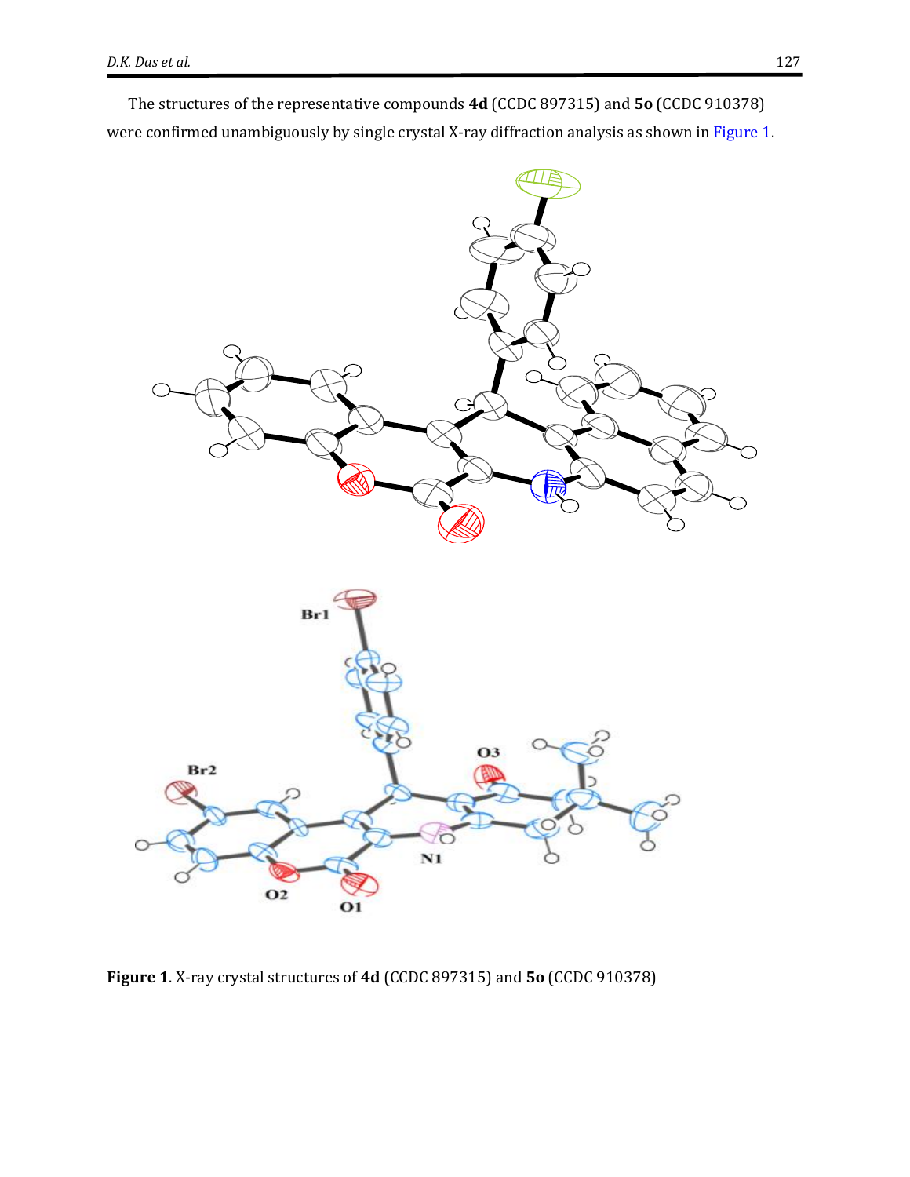The structures of the representative compounds **4d** (CCDC 897315) and **5o** (CCDC 910378) were confirmed unambiguously by single crystal X-ray diffraction analysis as shown in Figure 1.

**Figure 1**. X-ray crystal structures of **4d** (CCDC 897315) and **5o** (CCDC 910378)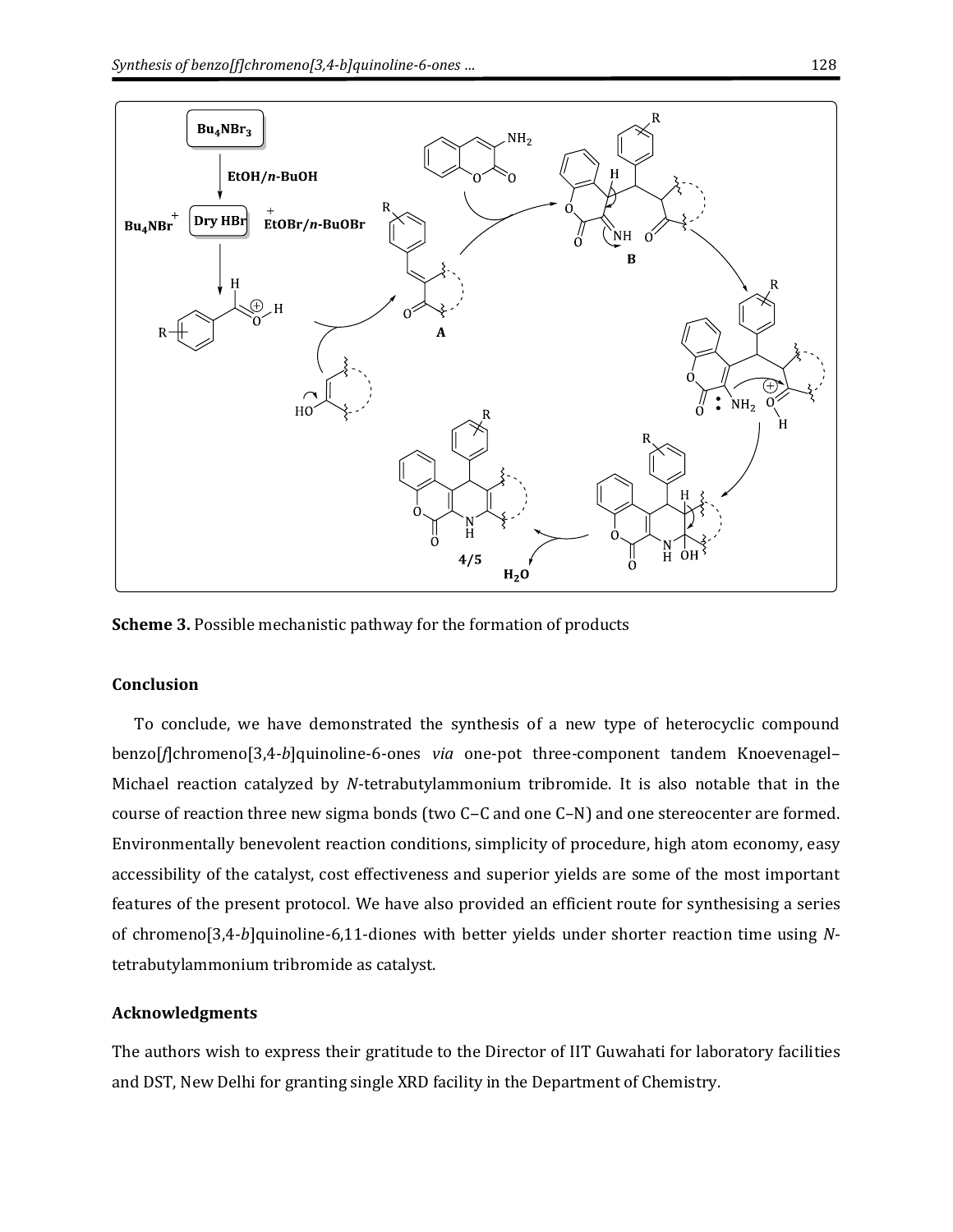**Scheme 3.** Possible mechanistic pathway for the formation of products

## Conclusion

To conclude, we have demonstrated the synthesis of a new type of heterocyclic compound benzo[*f*]chromeno[3,4-*b*]quinoline-6-ones *via* one-pot three-component tandem Knoevenagel–Michael reaction catalyzed by *N*-tetrabutylammonium tribromide. It is also notable that in the course of reaction three new sigma bonds (two C–C and one C–N) and one stereocenter are formed. Environmentally benevolent reaction conditions, simplicity of procedure, high atom economy, easy accessibility of the catalyst, cost effectiveness and superior yields are some of the most important features of the present protocol. We have also provided an efficient route for synthesising a series of chromeno[3,4-*b*]quinoline-6,11-diones with better yields under shorter reaction time using *N*-tetrabutylammonium tribromide as catalyst.

## Acknowledgments

The authors wish to express their gratitude to the Director of IIT Guwahati for laboratory facilities and DST, New Delhi for granting single XRD facility in the Department of Chemistry.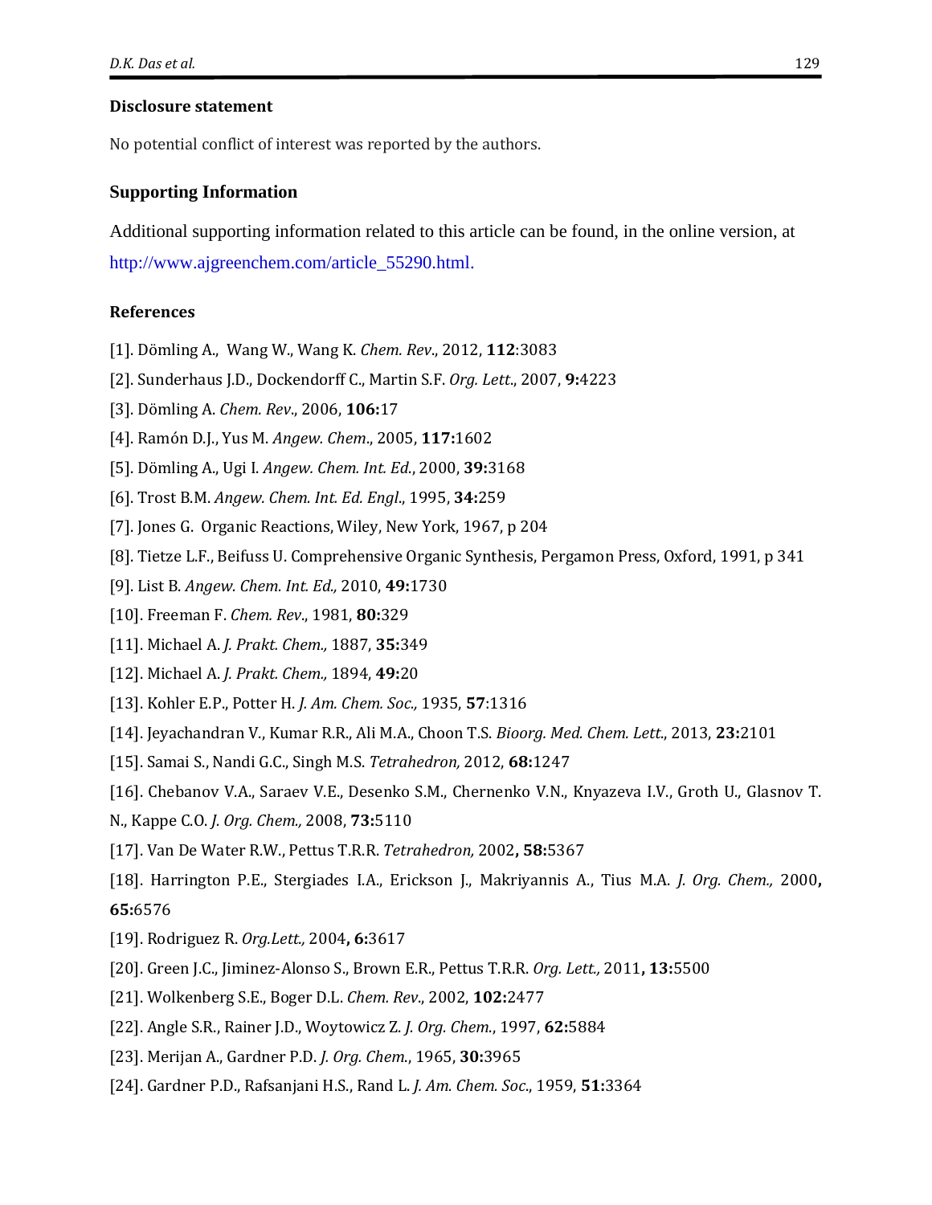## Disclosure statement

No potential conflict of interest was reported by the authors.

## Supporting Information

Additional supporting information related to this article can be found, in the online version, at http://www.ajgreenchem.com/article_55290.html.

## References

[1]. Dömling A., Wang W., Wang K. *Chem. Rev*., 2012, **112**:3083

[2]. Sunderhaus J.D., Dockendorff C., Martin S.F. *Org. Lett*., 2007, **9:**4223

[3]. Dömling A. *Chem. Rev*., 2006, **106:**17

[4]. Ramón D.J., Yus M. *Angew. Chem*., 2005, **117:**1602

[5]. Dömling A., Ugi I. *Angew. Chem. Int. Ed.*, 2000, **39:**3168

[6]. Trost B.M. *Angew. Chem. Int. Ed. Engl*., 1995, **34:**259

[7]. Jones G. Organic Reactions, Wiley, New York, 1967, p 204

[8]. Tietze L.F., Beifuss U. Comprehensive Organic Synthesis, Pergamon Press, Oxford, 1991, p 341

[9]. List B. *Angew. Chem. Int. Ed.,* 2010, **49:**1730

[10]. Freeman F. *Chem. Rev*., 1981, **80:**329

[11]. Michael A. *J. Prakt. Chem.,* 1887, **35:**349

[12]. Michael A. *J. Prakt. Chem.,* 1894, **49:**20

[13]. Kohler E.P., Potter H. *J. Am. Chem. Soc.,* 1935, **57**:1316

[14]. Jeyachandran V., Kumar R.R., Ali M.A., Choon T.S. *Bioorg. Med. Chem. Lett*., 2013, **23:**2101

[15]. Samai S., Nandi G.C., Singh M.S. *Tetrahedron,* 2012, **68:**1247

[16]. Chebanov V.A., Saraev V.E., Desenko S.M., Chernenko V.N., Knyazeva I.V., Groth U., Glasnov T. N., Kappe C.O. *J. Org. Chem.,* 2008, **73:**5110

[17]. Van De Water R.W., Pettus T.R.R. *Tetrahedron,* 2002**, 58:**5367

[18]. Harrington P.E., Stergiades I.A., Erickson J., Makriyannis A., Tius M.A. *J. Org. Chem.,* 2000**, 65:**6576

[19]. Rodriguez R. *Org.Lett.,* 2004**, 6:**3617

[20]. Green J.C., Jiminez-Alonso S., Brown E.R., Pettus T.R.R. *Org. Lett.,* 2011**, 13:**5500

[21]. Wolkenberg S.E., Boger D.L. *Chem. Rev*., 2002, **102:**2477

[22]. Angle S.R., Rainer J.D., Woytowicz Z. *J. Org. Chem.*, 1997, **62:**5884

[23]. Merijan A., Gardner P.D. *J. Org. Chem.*, 1965, **30:**3965

[24]. Gardner P.D., Rafsanjani H.S., Rand L. *J. Am. Chem. Soc*., 1959, **51:**3364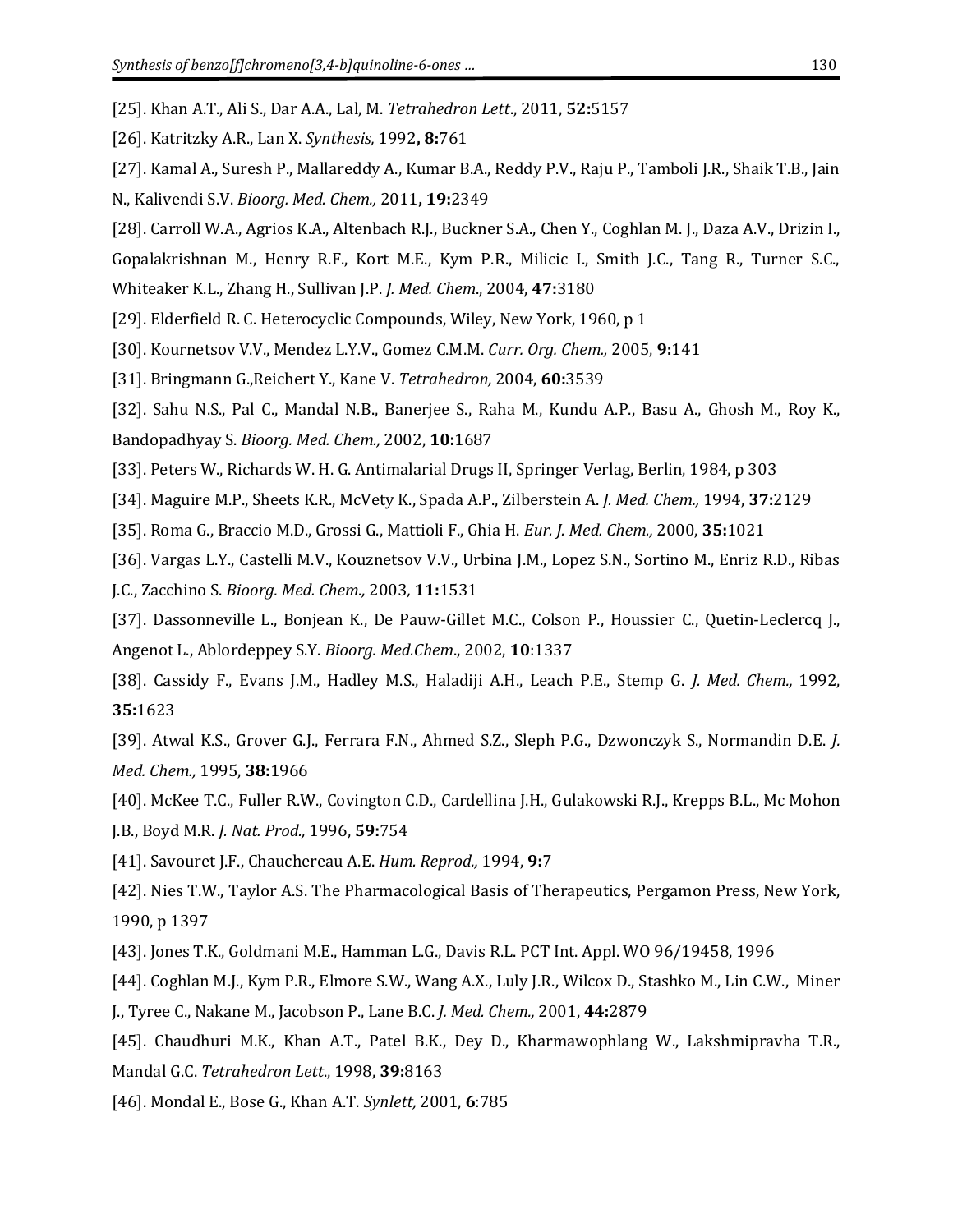[25]. Khan A.T., Ali S., Dar A.A., Lal, M. *Tetrahedron Lett*., 2011, **52:**5157

[26]. Katritzky A.R., Lan X. *Synthesis,* 1992**, 8:**761

[27]. Kamal A., Suresh P., Mallareddy A., Kumar B.A., Reddy P.V., Raju P., Tamboli J.R., Shaik T.B., Jain N., Kalivendi S.V. *Bioorg. Med. Chem.,* 2011**, 19:**2349

[28]. Carroll W.A., Agrios K.A., Altenbach R.J., Buckner S.A., Chen Y., Coghlan M. J., Daza A.V., Drizin I., Gopalakrishnan M., Henry R.F., Kort M.E., Kym P.R., Milicic I., Smith J.C., Tang R., Turner S.C., Whiteaker K.L., Zhang H., Sullivan J.P. *J. Med. Chem*., 2004, **47:**3180

[29]. Elderfield R. C. Heterocyclic Compounds, Wiley, New York, 1960, p 1

[30]. Kournetsov V.V., Mendez L.Y.V., Gomez C.M.M. *Curr. Org. Chem.,* 2005, **9:**141

[31]. Bringmann G.,Reichert Y., Kane V. *Tetrahedron,* 2004, **60:**3539

[32]. Sahu N.S., Pal C., Mandal N.B., Banerjee S., Raha M., Kundu A.P., Basu A., Ghosh M., Roy K., Bandopadhyay S. *Bioorg. Med. Chem.,* 2002, **10:**1687

[33]. Peters W., Richards W. H. G. Antimalarial Drugs II, Springer Verlag, Berlin, 1984, p 303

[34]. Maguire M.P., Sheets K.R., McVety K., Spada A.P., Zilberstein A. *J. Med. Chem.,* 1994, **37:**2129

[35]. Roma G., Braccio M.D., Grossi G., Mattioli F., Ghia H. *Eur. J. Med. Chem.,* 2000, **35:**1021

[36]. Vargas L.Y., Castelli M.V., Kouznetsov V.V., Urbina J.M., Lopez S.N., Sortino M., Enriz R.D., Ribas J.C., Zacchino S. *Bioorg. Med. Chem.,* 2003*,* **11:**1531

[37]. Dassonneville L., Bonjean K., De Pauw-Gillet M.C., Colson P., Houssier C., Quetin-Leclercq J., Angenot L., Ablordeppey S.Y. *Bioorg. Med.Chem*., 2002, **10**:1337

[38]. Cassidy F., Evans J.M., Hadley M.S., Haladiji A.H., Leach P.E., Stemp G. *J. Med. Chem.,* 1992, **35:**1623

[39]. Atwal K.S., Grover G.J., Ferrara F.N., Ahmed S.Z., Sleph P.G., Dzwonczyk S., Normandin D.E. *J. Med. Chem.,* 1995, **38:**1966

[40]. McKee T.C., Fuller R.W., Covington C.D., Cardellina J.H., Gulakowski R.J., Krepps B.L., Mc Mohon J.B., Boyd M.R. *J. Nat. Prod.,* 1996, **59:**754

[41]. Savouret J.F., Chauchereau A.E. *Hum. Reprod.,* 1994, **9:**7

[42]. Nies T.W., Taylor A.S. The Pharmacological Basis of Therapeutics, Pergamon Press, New York, 1990, p 1397

[43]. Jones T.K., Goldmani M.E., Hamman L.G., Davis R.L. PCT Int. Appl. WO 96/19458, 1996

[44]. Coghlan M.J., Kym P.R., Elmore S.W., Wang A.X., Luly J.R., Wilcox D., Stashko M., Lin C.W., Miner J., Tyree C., Nakane M., Jacobson P., Lane B.C. *J. Med. Chem.,* 2001, **44:**2879

[45]. Chaudhuri M.K., Khan A.T., Patel B.K., Dey D., Kharmawophlang W., Lakshmipravha T.R., Mandal G.C. *Tetrahedron Lett*., 1998, **39:**8163

[46]. Mondal E., Bose G., Khan A.T. *Synlett,* 2001, **6**:785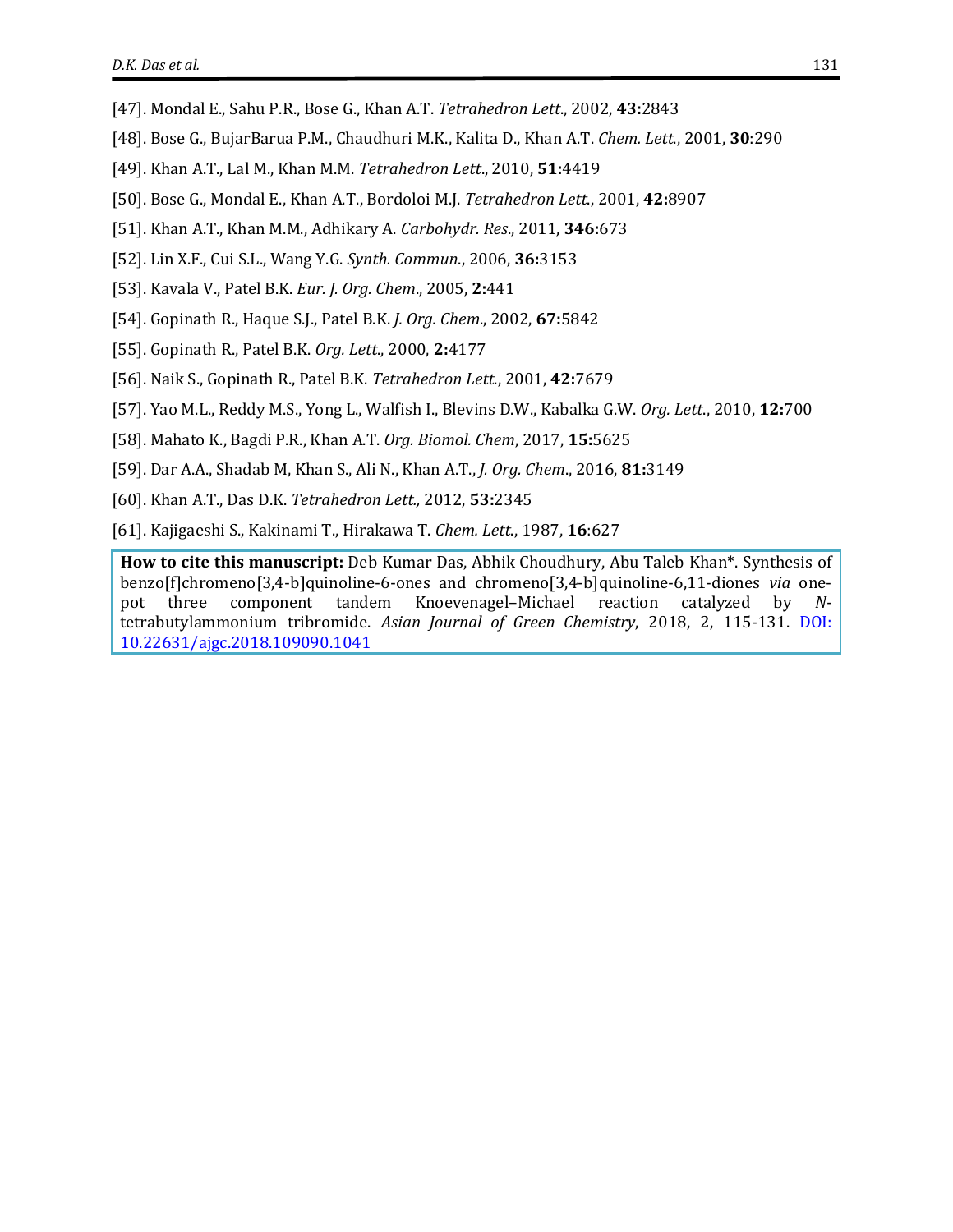[47]. Mondal E., Sahu P.R., Bose G., Khan A.T. *Tetrahedron Lett.*, 2002, **43:**2843

[48]. Bose G., BujarBarua P.M., Chaudhuri M.K., Kalita D., Khan A.T. *Chem. Lett.*, 2001, **30**:290

[49]. Khan A.T., Lal M., Khan M.M. *Tetrahedron Lett.*, 2010, **51:**4419

[50]. Bose G., Mondal E., Khan A.T., Bordoloi M.J. *Tetrahedron Lett.*, 2001, **42:**8907

[51]. Khan A.T., Khan M.M., Adhikary A. *Carbohydr. Res.*, 2011, **346:**673

[52]. Lin X.F., Cui S.L., Wang Y.G. *Synth. Commun.*, 2006, **36:**3153

[53]. Kavala V., Patel B.K. *Eur. J. Org. Chem.*, 2005, **2:**441

[54]. Gopinath R., Haque S.J., Patel B.K. *J. Org. Chem.*, 2002, **67:**5842

[55]. Gopinath R., Patel B.K. *Org. Lett.*, 2000, **2:**4177

[56]. Naik S., Gopinath R., Patel B.K. *Tetrahedron Lett.*, 2001, **42:**7679

[57]. Yao M.L., Reddy M.S., Yong L., Walfish I., Blevins D.W., Kabalka G.W. *Org. Lett.*, 2010, **12:**700

[58]. Mahato K., Bagdi P.R., Khan A.T. *Org. Biomol. Chem*, 2017, **15:**5625

[59]. Dar A.A., Shadab M, Khan S., Ali N., Khan A.T., *J. Org. Chem.*, 2016, **81:**3149

[60]. Khan A.T., Das D.K. *Tetrahedron Lett.,* 2012, **53:**2345

[61]. Kajigaeshi S., Kakinami T., Hirakawa T. *Chem. Lett.*, 1987, **16**:627

**How to cite this manuscript:** Deb Kumar Das, Abhik Choudhury, Abu Taleb Khan*. Synthesis of benzo[f]chromeno[3,4-b]quinoline-6-ones and chromeno[3,4-b]quinoline-6,11-diones *via* one-pot three component tandem Knoevenagel–Michael reaction catalyzed by *N*-tetrabutylammonium tribromide. *Asian Journal of Green Chemistry*, 2018, 2, 115-131. DOI: 10.22631/ajgc.2018.109090.1041